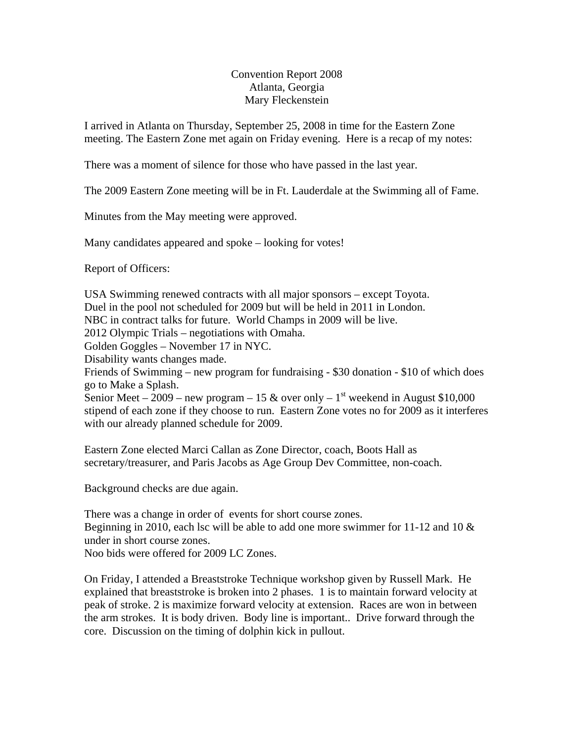Convention Report 2008  
Atlanta, Georgia  
Mary Fleckenstein

I arrived in Atlanta on Thursday, September 25, 2008 in time for the Eastern Zone meeting. The Eastern Zone met again on Friday evening. Here is a recap of my notes:

There was a moment of silence for those who have passed in the last year.

The 2009 Eastern Zone meeting will be in Ft. Lauderdale at the Swimming all of Fame.

Minutes from the May meeting were approved.

Many candidates appeared and spoke – looking for votes!

Report of Officers:

USA Swimming renewed contracts with all major sponsors – except Toyota.  
Duel in the pool not scheduled for 2009 but will be held in 2011 in London.  
NBC in contract talks for future. World Champs in 2009 will be live.  
2012 Olympic Trials – negotiations with Omaha.  
Golden Goggles – November 17 in NYC.  
Disability wants changes made.  
Friends of Swimming – new program for fundraising - $30 donation - $10 of which does go to Make a Splash.  
Senior Meet – 2009 – new program – 15 & over only – 1st weekend in August $10,000 stipend of each zone if they choose to run. Eastern Zone votes no for 2009 as it interferes with our already planned schedule for 2009.

Eastern Zone elected Marci Callan as Zone Director, coach, Boots Hall as secretary/treasurer, and Paris Jacobs as Age Group Dev Committee, non-coach.

Background checks are due again.

There was a change in order of events for short course zones.  
Beginning in 2010, each lsc will be able to add one more swimmer for 11-12 and 10 & under in short course zones.  
Noo bids were offered for 2009 LC Zones.

On Friday, I attended a Breaststroke Technique workshop given by Russell Mark. He explained that breaststroke is broken into 2 phases. 1 is to maintain forward velocity at peak of stroke. 2 is maximize forward velocity at extension. Races are won in between the arm strokes. It is body driven. Body line is important.. Drive forward through the core. Discussion on the timing of dolphin kick in pullout.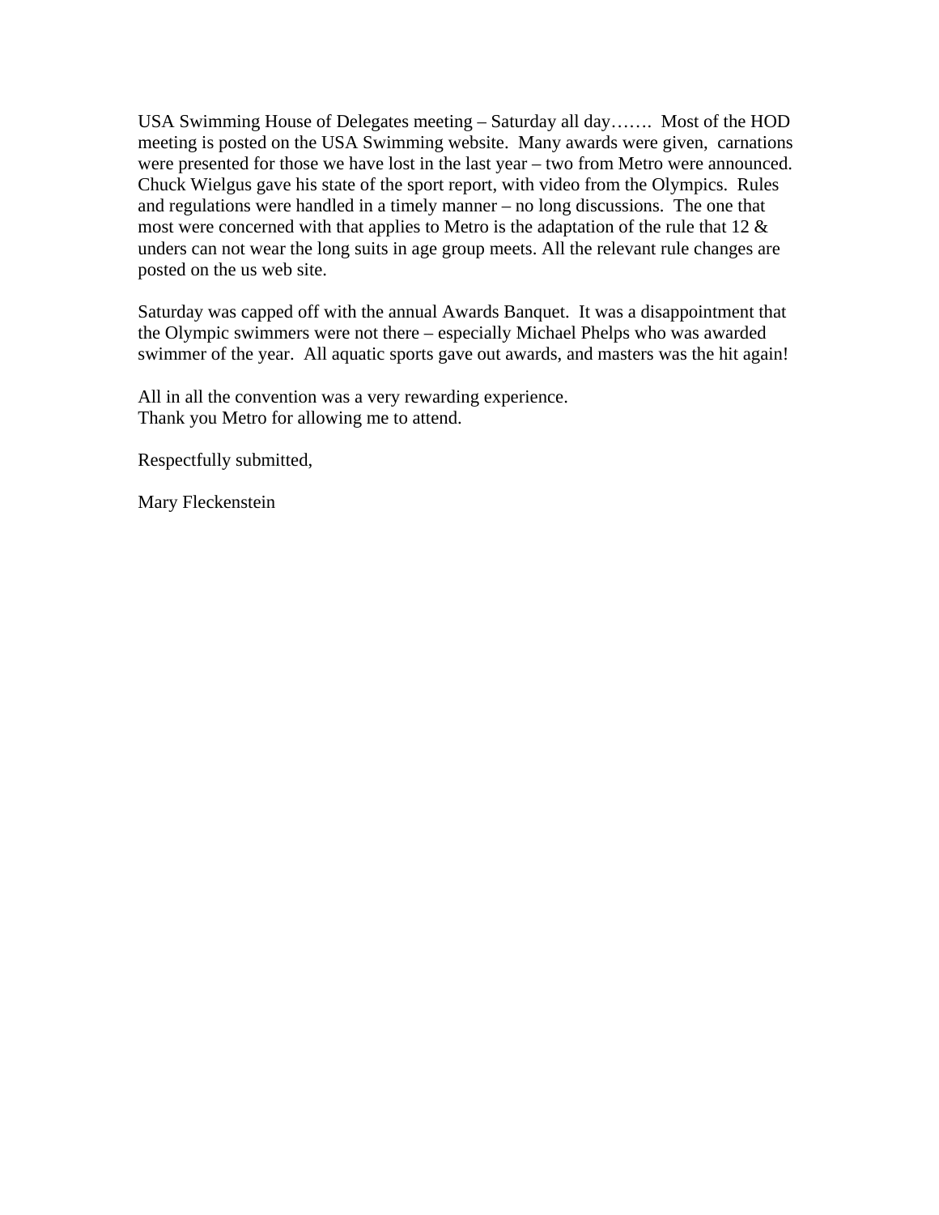USA Swimming House of Delegates meeting – Saturday all day……. Most of the HOD meeting is posted on the USA Swimming website. Many awards were given, carnations were presented for those we have lost in the last year – two from Metro were announced. Chuck Wielgus gave his state of the sport report, with video from the Olympics. Rules and regulations were handled in a timely manner – no long discussions. The one that most were concerned with that applies to Metro is the adaptation of the rule that 12 & unders can not wear the long suits in age group meets. All the relevant rule changes are posted on the us web site.

Saturday was capped off with the annual Awards Banquet. It was a disappointment that the Olympic swimmers were not there – especially Michael Phelps who was awarded swimmer of the year. All aquatic sports gave out awards, and masters was the hit again!

All in all the convention was a very rewarding experience.
Thank you Metro for allowing me to attend.

Respectfully submitted,

Mary Fleckenstein